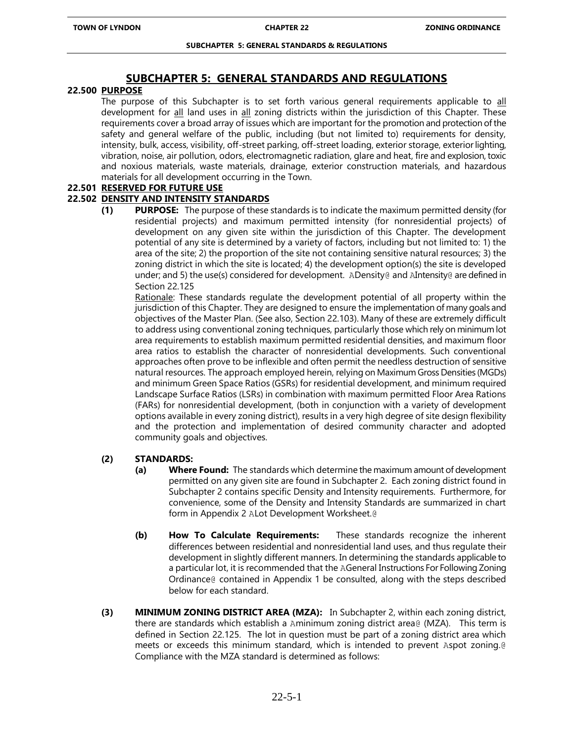# SUBCHAPTER 5: GENERAL STANDARDS AND REGULATIONS

## 22.500 PURPOSE

The purpose of this Subchapter is to set forth various general requirements applicable to all development for all land uses in all zoning districts within the jurisdiction of this Chapter. These requirements cover a broad array of issues which are important for the promotion and protection of the safety and general welfare of the public, including (but not limited to) requirements for density, intensity, bulk, access, visibility, off-street parking, off-street loading, exterior storage, exterior lighting, vibration, noise, air pollution, odors, electromagnetic radiation, glare and heat, fire and explosion, toxic and noxious materials, waste materials, drainage, exterior construction materials, and hazardous materials for all development occurring in the Town.

## 22.501 RESERVED FOR FUTURE USE

## 22.502 DENSITY AND INTENSITY STANDARDS

**(1) PURPOSE:** The purpose of these standards is to indicate the maximum permitted density (for residential projects) and maximum permitted intensity (for nonresidential projects) of development on any given site within the jurisdiction of this Chapter. The development potential of any site is determined by a variety of factors, including but not limited to: 1) the area of the site; 2) the proportion of the site not containing sensitive natural resources; 3) the zoning district in which the site is located; 4) the development option(s) the site is developed under; and 5) the use(s) considered for development. ADensity@ and AIntensity@ are defined in Section 22.125

Rationale: These standards regulate the development potential of all property within the jurisdiction of this Chapter. They are designed to ensure the implementation of many goals and objectives of the Master Plan. (See also, Section 22.103). Many of these are extremely difficult to address using conventional zoning techniques, particularly those which rely on minimum lot area requirements to establish maximum permitted residential densities, and maximum floor area ratios to establish the character of nonresidential developments. Such conventional approaches often prove to be inflexible and often permit the needless destruction of sensitive natural resources. The approach employed herein, relying on Maximum Gross Densities (MGDs) and minimum Green Space Ratios (GSRs) for residential development, and minimum required Landscape Surface Ratios (LSRs) in combination with maximum permitted Floor Area Rations (FARs) for nonresidential development, (both in conjunction with a variety of development options available in every zoning district), results in a very high degree of site design flexibility and the protection and implementation of desired community character and adopted community goals and objectives.

**(2) STANDARDS:**

**(a) Where Found:** The standards which determine the maximum amount of development permitted on any given site are found in Subchapter 2. Each zoning district found in Subchapter 2 contains specific Density and Intensity requirements. Furthermore, for convenience, some of the Density and Intensity Standards are summarized in chart form in Appendix 2 ALot Development Worksheet.@

**(b) How To Calculate Requirements:** These standards recognize the inherent differences between residential and nonresidential land uses, and thus regulate their development in slightly different manners. In determining the standards applicable to a particular lot, it is recommended that the AGeneral Instructions For Following Zoning Ordinance@ contained in Appendix 1 be consulted, along with the steps described below for each standard.

**(3) MINIMUM ZONING DISTRICT AREA (MZA):** In Subchapter 2, within each zoning district, there are standards which establish a Aminimum zoning district area@ (MZA). This term is defined in Section 22.125. The lot in question must be part of a zoning district area which meets or exceeds this minimum standard, which is intended to prevent Aspot zoning.@ Compliance with the MZA standard is determined as follows: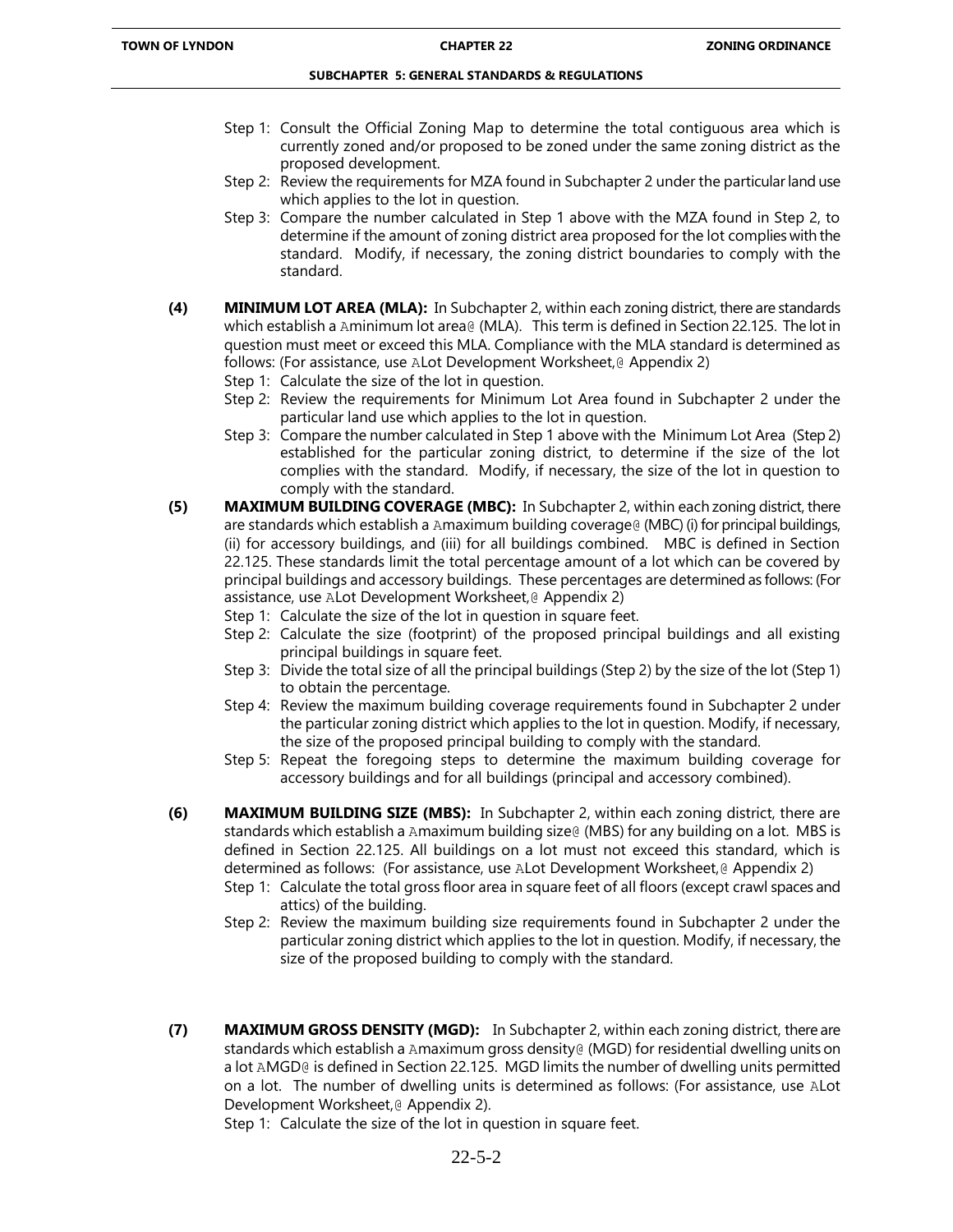Step 1: Consult the Official Zoning Map to determine the total contiguous area which is currently zoned and/or proposed to be zoned under the same zoning district as the proposed development.

Step 2: Review the requirements for MZA found in Subchapter 2 under the particular land use which applies to the lot in question.

Step 3: Compare the number calculated in Step 1 above with the MZA found in Step 2, to determine if the amount of zoning district area proposed for the lot complies with the standard. Modify, if necessary, the zoning district boundaries to comply with the standard.

**(4) MINIMUM LOT AREA (MLA):** In Subchapter 2, within each zoning district, there are standards which establish a Aminimum lot area@ (MLA). This term is defined in Section 22.125. The lot in question must meet or exceed this MLA. Compliance with the MLA standard is determined as follows: (For assistance, use ALot Development Worksheet,@ Appendix 2)

Step 1: Calculate the size of the lot in question.

Step 2: Review the requirements for Minimum Lot Area found in Subchapter 2 under the particular land use which applies to the lot in question.

Step 3: Compare the number calculated in Step 1 above with the Minimum Lot Area (Step 2) established for the particular zoning district, to determine if the size of the lot complies with the standard. Modify, if necessary, the size of the lot in question to comply with the standard.

**(5) MAXIMUM BUILDING COVERAGE (MBC):** In Subchapter 2, within each zoning district, there are standards which establish a Amaximum building coverage@ (MBC) (i) for principal buildings, (ii) for accessory buildings, and (iii) for all buildings combined. MBC is defined in Section 22.125. These standards limit the total percentage amount of a lot which can be covered by principal buildings and accessory buildings. These percentages are determined as follows: (For assistance, use ALot Development Worksheet,@ Appendix 2)

Step 1: Calculate the size of the lot in question in square feet.

Step 2: Calculate the size (footprint) of the proposed principal buildings and all existing principal buildings in square feet.

Step 3: Divide the total size of all the principal buildings (Step 2) by the size of the lot (Step 1) to obtain the percentage.

Step 4: Review the maximum building coverage requirements found in Subchapter 2 under the particular zoning district which applies to the lot in question. Modify, if necessary, the size of the proposed principal building to comply with the standard.

Step 5: Repeat the foregoing steps to determine the maximum building coverage for accessory buildings and for all buildings (principal and accessory combined).

**(6) MAXIMUM BUILDING SIZE (MBS):** In Subchapter 2, within each zoning district, there are standards which establish a Amaximum building size@ (MBS) for any building on a lot. MBS is defined in Section 22.125. All buildings on a lot must not exceed this standard, which is determined as follows: (For assistance, use ALot Development Worksheet,@ Appendix 2)

Step 1: Calculate the total gross floor area in square feet of all floors (except crawl spaces and attics) of the building.

Step 2: Review the maximum building size requirements found in Subchapter 2 under the particular zoning district which applies to the lot in question. Modify, if necessary, the size of the proposed building to comply with the standard.

**(7) MAXIMUM GROSS DENSITY (MGD):** In Subchapter 2, within each zoning district, there are standards which establish a Amaximum gross density@ (MGD) for residential dwelling units on a lot AMGD@ is defined in Section 22.125. MGD limits the number of dwelling units permitted on a lot. The number of dwelling units is determined as follows: (For assistance, use ALot Development Worksheet,@ Appendix 2).

Step 1: Calculate the size of the lot in question in square feet.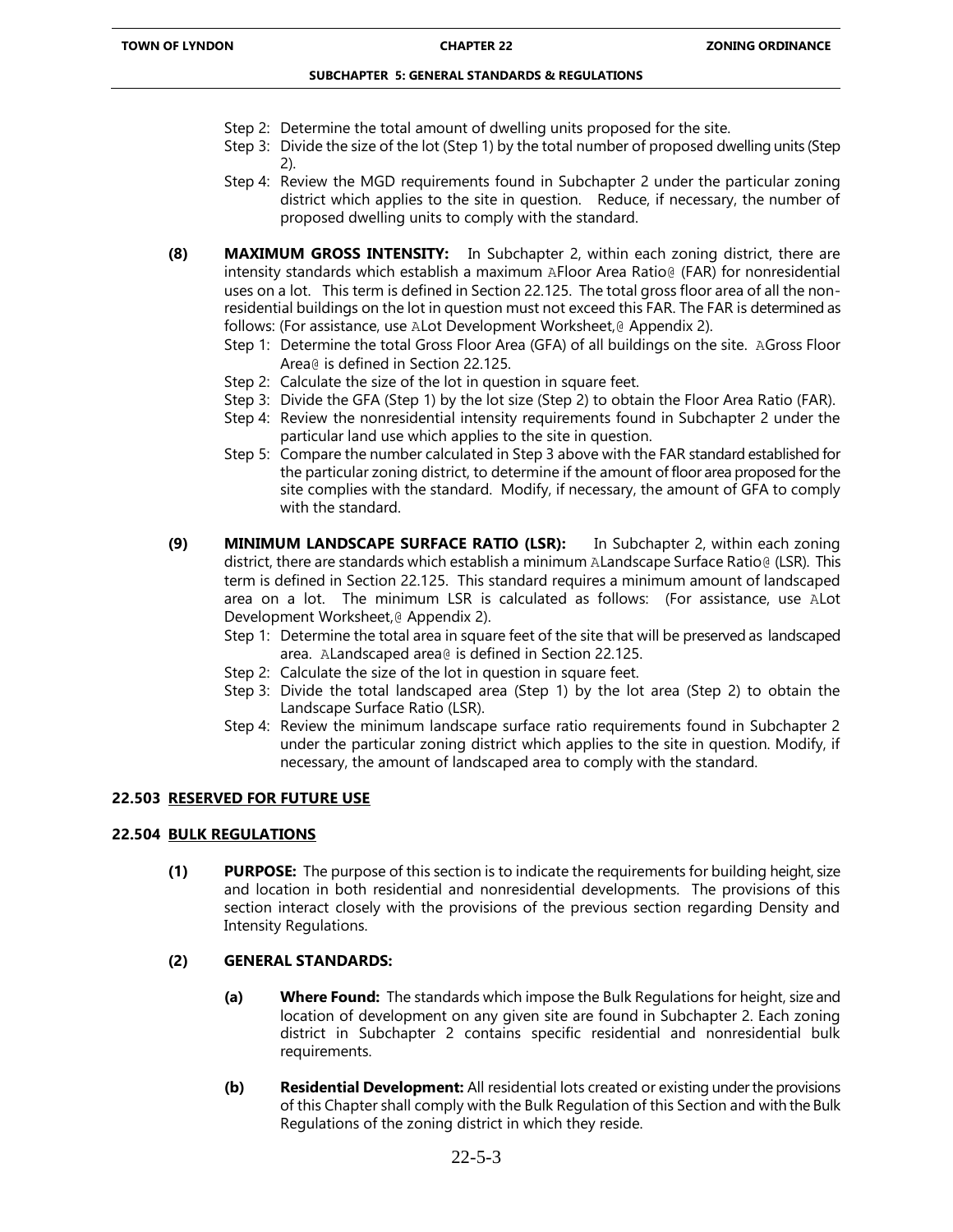Step 2: Determine the total amount of dwelling units proposed for the site.

Step 3: Divide the size of the lot (Step 1) by the total number of proposed dwelling units (Step 2).

Step 4: Review the MGD requirements found in Subchapter 2 under the particular zoning district which applies to the site in question. Reduce, if necessary, the number of proposed dwelling units to comply with the standard.

**(8) MAXIMUM GROSS INTENSITY:** In Subchapter 2, within each zoning district, there are intensity standards which establish a maximum AFloor Area Ratio@ (FAR) for nonresidential uses on a lot. This term is defined in Section 22.125. The total gross floor area of all the non-residential buildings on the lot in question must not exceed this FAR. The FAR is determined as follows: (For assistance, use ALot Development Worksheet,@ Appendix 2).

Step 1: Determine the total Gross Floor Area (GFA) of all buildings on the site. AGross Floor Area@ is defined in Section 22.125.

Step 2: Calculate the size of the lot in question in square feet.

Step 3: Divide the GFA (Step 1) by the lot size (Step 2) to obtain the Floor Area Ratio (FAR).

Step 4: Review the nonresidential intensity requirements found in Subchapter 2 under the particular land use which applies to the site in question.

Step 5: Compare the number calculated in Step 3 above with the FAR standard established for the particular zoning district, to determine if the amount of floor area proposed for the site complies with the standard. Modify, if necessary, the amount of GFA to comply with the standard.

**(9) MINIMUM LANDSCAPE SURFACE RATIO (LSR):** In Subchapter 2, within each zoning district, there are standards which establish a minimum ALandscape Surface Ratio@ (LSR). This term is defined in Section 22.125. This standard requires a minimum amount of landscaped area on a lot. The minimum LSR is calculated as follows: (For assistance, use ALot Development Worksheet,@ Appendix 2).

Step 1: Determine the total area in square feet of the site that will be preserved as landscaped area. ALandscaped area@ is defined in Section 22.125.

Step 2: Calculate the size of the lot in question in square feet.

Step 3: Divide the total landscaped area (Step 1) by the lot area (Step 2) to obtain the Landscape Surface Ratio (LSR).

Step 4: Review the minimum landscape surface ratio requirements found in Subchapter 2 under the particular zoning district which applies to the site in question. Modify, if necessary, the amount of landscaped area to comply with the standard.

## 22.503 RESERVED FOR FUTURE USE

## 22.504 BULK REGULATIONS

**(1) PURPOSE:** The purpose of this section is to indicate the requirements for building height, size and location in both residential and nonresidential developments. The provisions of this section interact closely with the provisions of the previous section regarding Density and Intensity Regulations.

**(2) GENERAL STANDARDS:**

**(a) Where Found:** The standards which impose the Bulk Regulations for height, size and location of development on any given site are found in Subchapter 2. Each zoning district in Subchapter 2 contains specific residential and nonresidential bulk requirements.

**(b) Residential Development:** All residential lots created or existing under the provisions of this Chapter shall comply with the Bulk Regulation of this Section and with the Bulk Regulations of the zoning district in which they reside.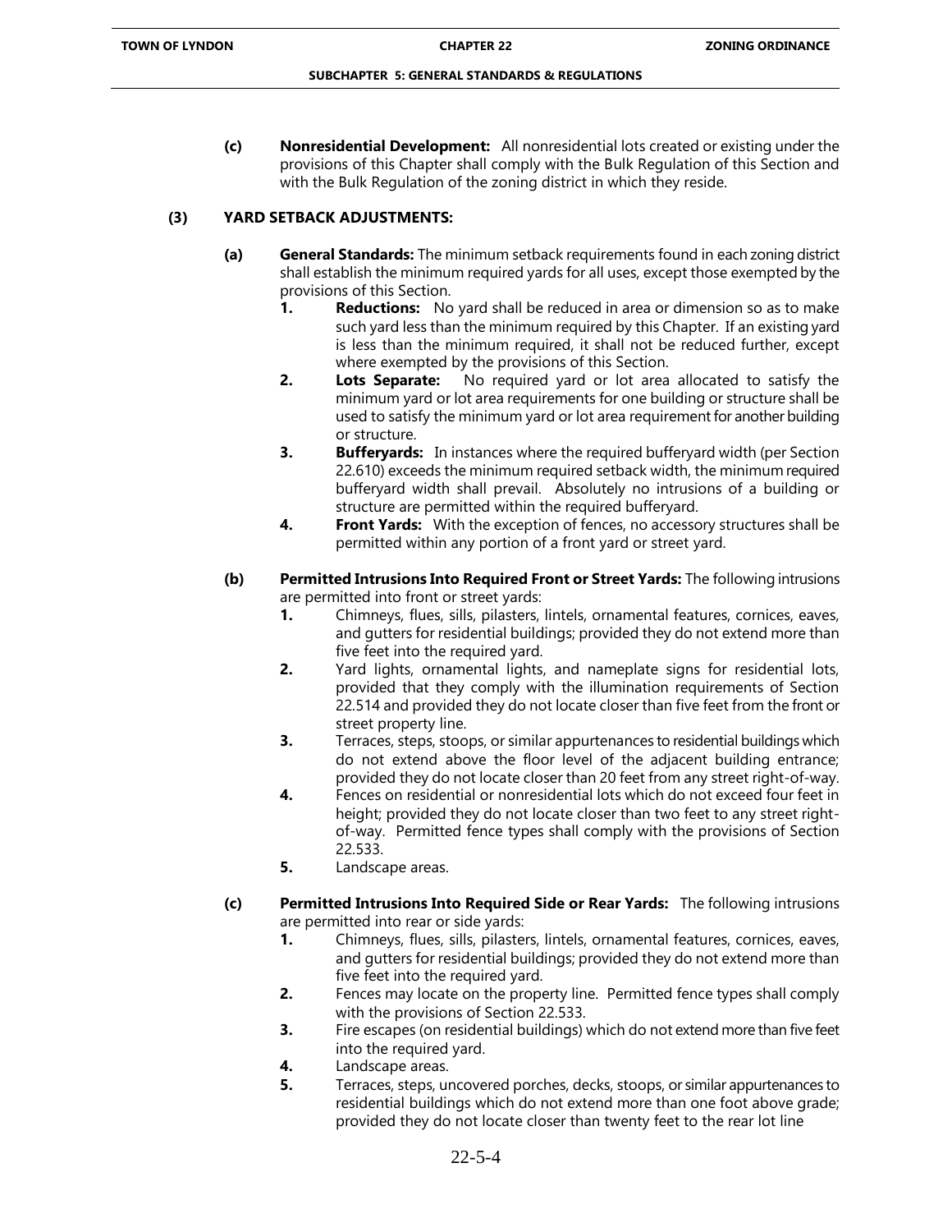**(c) Nonresidential Development:** All nonresidential lots created or existing under the provisions of this Chapter shall comply with the Bulk Regulation of this Section and with the Bulk Regulation of the zoning district in which they reside.

**(3) YARD SETBACK ADJUSTMENTS:**

**(a) General Standards:** The minimum setback requirements found in each zoning district shall establish the minimum required yards for all uses, except those exempted by the provisions of this Section.

1. **Reductions:** No yard shall be reduced in area or dimension so as to make such yard less than the minimum required by this Chapter. If an existing yard is less than the minimum required, it shall not be reduced further, except where exempted by the provisions of this Section.
2. **Lots Separate:** No required yard or lot area allocated to satisfy the minimum yard or lot area requirements for one building or structure shall be used to satisfy the minimum yard or lot area requirement for another building or structure.
3. **Bufferyards:** In instances where the required bufferyard width (per Section 22.610) exceeds the minimum required setback width, the minimum required bufferyard width shall prevail. Absolutely no intrusions of a building or structure are permitted within the required bufferyard.
4. **Front Yards:** With the exception of fences, no accessory structures shall be permitted within any portion of a front yard or street yard.

**(b) Permitted Intrusions Into Required Front or Street Yards:** The following intrusions are permitted into front or street yards:

1. Chimneys, flues, sills, pilasters, lintels, ornamental features, cornices, eaves, and gutters for residential buildings; provided they do not extend more than five feet into the required yard.
2. Yard lights, ornamental lights, and nameplate signs for residential lots, provided that they comply with the illumination requirements of Section 22.514 and provided they do not locate closer than five feet from the front or street property line.
3. Terraces, steps, stoops, or similar appurtenances to residential buildings which do not extend above the floor level of the adjacent building entrance; provided they do not locate closer than 20 feet from any street right-of-way.
4. Fences on residential or nonresidential lots which do not exceed four feet in height; provided they do not locate closer than two feet to any street right-of-way. Permitted fence types shall comply with the provisions of Section 22.533.
5. Landscape areas.

**(c) Permitted Intrusions Into Required Side or Rear Yards:** The following intrusions are permitted into rear or side yards:

1. Chimneys, flues, sills, pilasters, lintels, ornamental features, cornices, eaves, and gutters for residential buildings; provided they do not extend more than five feet into the required yard.
2. Fences may locate on the property line. Permitted fence types shall comply with the provisions of Section 22.533.
3. Fire escapes (on residential buildings) which do not extend more than five feet into the required yard.
4. Landscape areas.
5. Terraces, steps, uncovered porches, decks, stoops, or similar appurtenances to residential buildings which do not extend more than one foot above grade; provided they do not locate closer than twenty feet to the rear lot line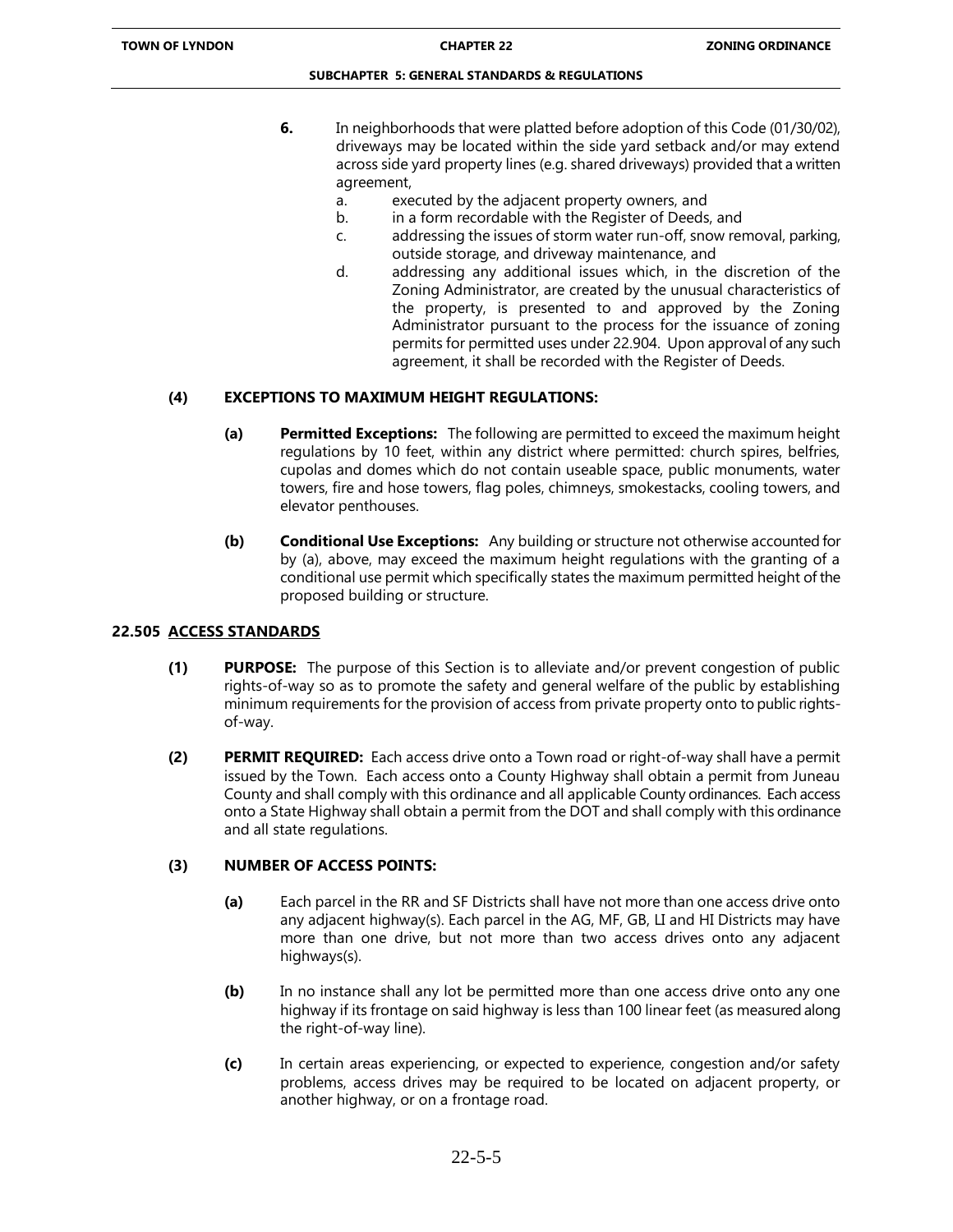6. In neighborhoods that were platted before adoption of this Code (01/30/02), driveways may be located within the side yard setback and/or may extend across side yard property lines (e.g. shared driveways) provided that a written agreement,
   a. executed by the adjacent property owners, and
   b. in a form recordable with the Register of Deeds, and
   c. addressing the issues of storm water run-off, snow removal, parking, outside storage, and driveway maintenance, and
   d. addressing any additional issues which, in the discretion of the Zoning Administrator, are created by the unusual characteristics of the property, is presented to and approved by the Zoning Administrator pursuant to the process for the issuance of zoning permits for permitted uses under 22.904. Upon approval of any such agreement, it shall be recorded with the Register of Deeds.

**(4) EXCEPTIONS TO MAXIMUM HEIGHT REGULATIONS:**

**(a) Permitted Exceptions:** The following are permitted to exceed the maximum height regulations by 10 feet, within any district where permitted: church spires, belfries, cupolas and domes which do not contain useable space, public monuments, water towers, fire and hose towers, flag poles, chimneys, smokestacks, cooling towers, and elevator penthouses.

**(b) Conditional Use Exceptions:** Any building or structure not otherwise accounted for by (a), above, may exceed the maximum height regulations with the granting of a conditional use permit which specifically states the maximum permitted height of the proposed building or structure.

## 22.505 ACCESS STANDARDS

**(1) PURPOSE:** The purpose of this Section is to alleviate and/or prevent congestion of public rights-of-way so as to promote the safety and general welfare of the public by establishing minimum requirements for the provision of access from private property onto to public rights-of-way.

**(2) PERMIT REQUIRED:** Each access drive onto a Town road or right-of-way shall have a permit issued by the Town. Each access onto a County Highway shall obtain a permit from Juneau County and shall comply with this ordinance and all applicable County ordinances. Each access onto a State Highway shall obtain a permit from the DOT and shall comply with this ordinance and all state regulations.

**(3) NUMBER OF ACCESS POINTS:**

**(a)** Each parcel in the RR and SF Districts shall have not more than one access drive onto any adjacent highway(s). Each parcel in the AG, MF, GB, LI and HI Districts may have more than one drive, but not more than two access drives onto any adjacent highways(s).

**(b)** In no instance shall any lot be permitted more than one access drive onto any one highway if its frontage on said highway is less than 100 linear feet (as measured along the right-of-way line).

**(c)** In certain areas experiencing, or expected to experience, congestion and/or safety problems, access drives may be required to be located on adjacent property, or another highway, or on a frontage road.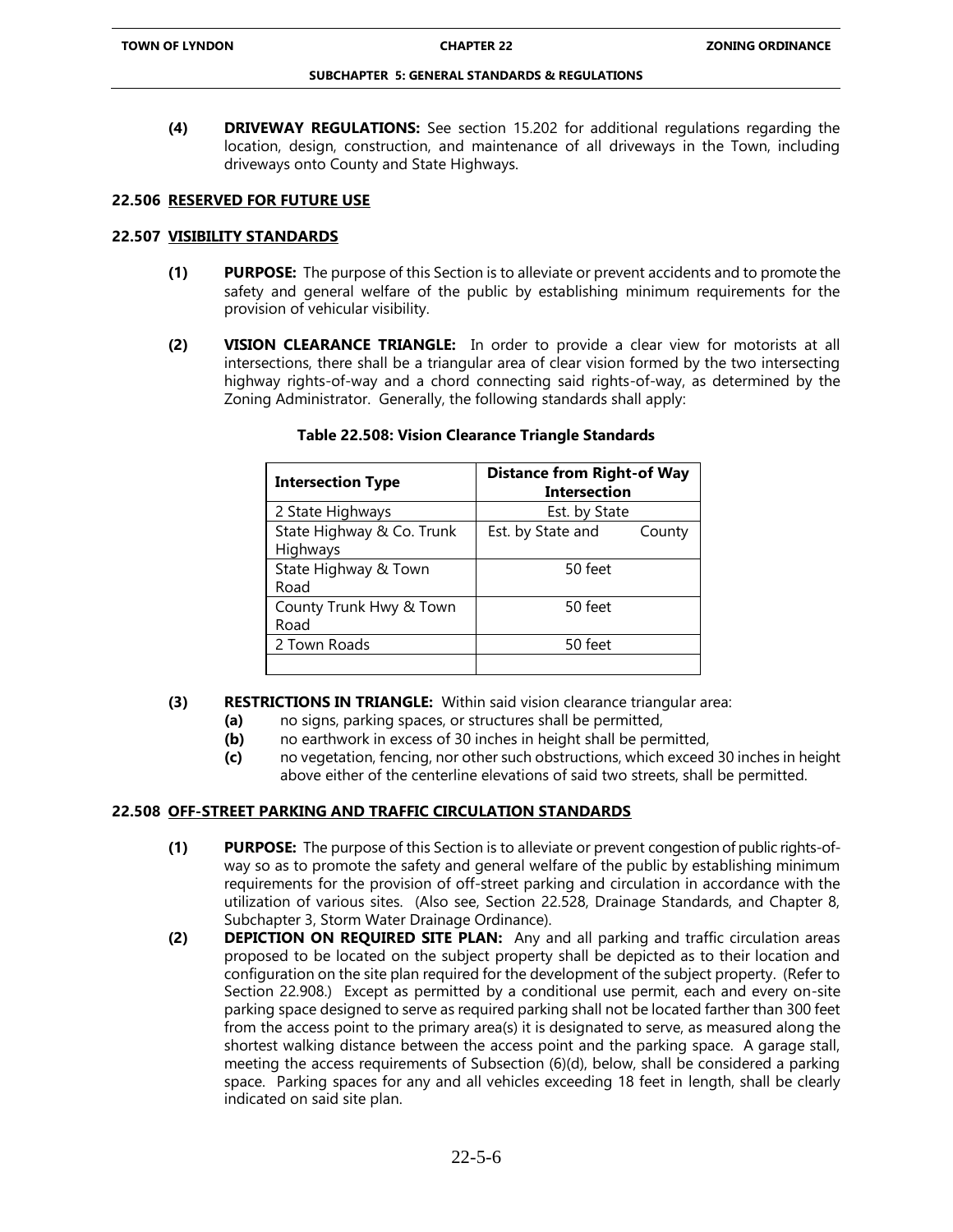**(4) DRIVEWAY REGULATIONS:** See section 15.202 for additional regulations regarding the location, design, construction, and maintenance of all driveways in the Town, including driveways onto County and State Highways.

## 22.506 RESERVED FOR FUTURE USE

## 22.507 VISIBILITY STANDARDS

**(1) PURPOSE:** The purpose of this Section is to alleviate or prevent accidents and to promote the safety and general welfare of the public by establishing minimum requirements for the provision of vehicular visibility.

**(2) VISION CLEARANCE TRIANGLE:** In order to provide a clear view for motorists at all intersections, there shall be a triangular area of clear vision formed by the two intersecting highway rights-of-way and a chord connecting said rights-of-way, as determined by the Zoning Administrator. Generally, the following standards shall apply:

**Table 22.508: Vision Clearance Triangle Standards**

| Intersection Type | Distance from Right-of Way Intersection |
|---|---|
| 2 State Highways | Est. by State |
| State Highway & Co. Trunk Highways | Est. by State and County |
| State Highway & Town Road | 50 feet |
| County Trunk Hwy & Town Road | 50 feet |
| 2 Town Roads | 50 feet |
| | |

**(3) RESTRICTIONS IN TRIANGLE:** Within said vision clearance triangular area:

- **(a)** no signs, parking spaces, or structures shall be permitted,
- **(b)** no earthwork in excess of 30 inches in height shall be permitted,
- **(c)** no vegetation, fencing, nor other such obstructions, which exceed 30 inches in height above either of the centerline elevations of said two streets, shall be permitted.

## 22.508 OFF-STREET PARKING AND TRAFFIC CIRCULATION STANDARDS

**(1) PURPOSE:** The purpose of this Section is to alleviate or prevent congestion of public rights-of-way so as to promote the safety and general welfare of the public by establishing minimum requirements for the provision of off-street parking and circulation in accordance with the utilization of various sites. (Also see, Section 22.528, Drainage Standards, and Chapter 8, Subchapter 3, Storm Water Drainage Ordinance).

**(2) DEPICTION ON REQUIRED SITE PLAN:** Any and all parking and traffic circulation areas proposed to be located on the subject property shall be depicted as to their location and configuration on the site plan required for the development of the subject property. (Refer to Section 22.908.) Except as permitted by a conditional use permit, each and every on-site parking space designed to serve as required parking shall not be located farther than 300 feet from the access point to the primary area(s) it is designated to serve, as measured along the shortest walking distance between the access point and the parking space. A garage stall, meeting the access requirements of Subsection (6)(d), below, shall be considered a parking space. Parking spaces for any and all vehicles exceeding 18 feet in length, shall be clearly indicated on said site plan.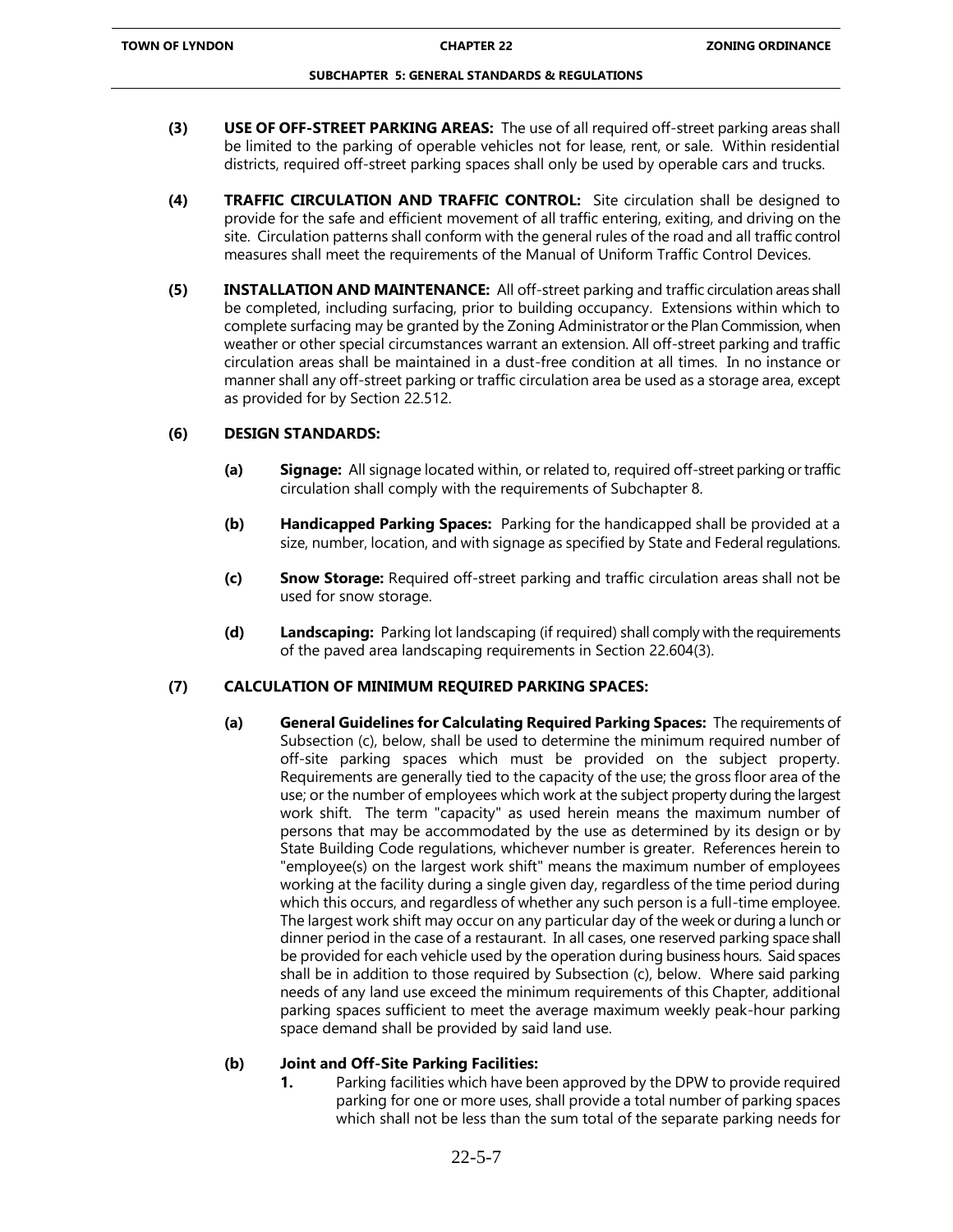**(3) USE OF OFF-STREET PARKING AREAS:** The use of all required off-street parking areas shall be limited to the parking of operable vehicles not for lease, rent, or sale. Within residential districts, required off-street parking spaces shall only be used by operable cars and trucks.

**(4) TRAFFIC CIRCULATION AND TRAFFIC CONTROL:** Site circulation shall be designed to provide for the safe and efficient movement of all traffic entering, exiting, and driving on the site. Circulation patterns shall conform with the general rules of the road and all traffic control measures shall meet the requirements of the Manual of Uniform Traffic Control Devices.

**(5) INSTALLATION AND MAINTENANCE:** All off-street parking and traffic circulation areas shall be completed, including surfacing, prior to building occupancy. Extensions within which to complete surfacing may be granted by the Zoning Administrator or the Plan Commission, when weather or other special circumstances warrant an extension. All off-street parking and traffic circulation areas shall be maintained in a dust-free condition at all times. In no instance or manner shall any off-street parking or traffic circulation area be used as a storage area, except as provided for by Section 22.512.

**(6) DESIGN STANDARDS:**

**(a) Signage:** All signage located within, or related to, required off-street parking or traffic circulation shall comply with the requirements of Subchapter 8.

**(b) Handicapped Parking Spaces:** Parking for the handicapped shall be provided at a size, number, location, and with signage as specified by State and Federal regulations.

**(c) Snow Storage:** Required off-street parking and traffic circulation areas shall not be used for snow storage.

**(d) Landscaping:** Parking lot landscaping (if required) shall comply with the requirements of the paved area landscaping requirements in Section 22.604(3).

**(7) CALCULATION OF MINIMUM REQUIRED PARKING SPACES:**

**(a) General Guidelines for Calculating Required Parking Spaces:** The requirements of Subsection (c), below, shall be used to determine the minimum required number of off-site parking spaces which must be provided on the subject property. Requirements are generally tied to the capacity of the use; the gross floor area of the use; or the number of employees which work at the subject property during the largest work shift. The term "capacity" as used herein means the maximum number of persons that may be accommodated by the use as determined by its design or by State Building Code regulations, whichever number is greater. References herein to "employee(s) on the largest work shift" means the maximum number of employees working at the facility during a single given day, regardless of the time period during which this occurs, and regardless of whether any such person is a full-time employee. The largest work shift may occur on any particular day of the week or during a lunch or dinner period in the case of a restaurant. In all cases, one reserved parking space shall be provided for each vehicle used by the operation during business hours. Said spaces shall be in addition to those required by Subsection (c), below. Where said parking needs of any land use exceed the minimum requirements of this Chapter, additional parking spaces sufficient to meet the average maximum weekly peak-hour parking space demand shall be provided by said land use.

**(b) Joint and Off-Site Parking Facilities:**

**1.** Parking facilities which have been approved by the DPW to provide required parking for one or more uses, shall provide a total number of parking spaces which shall not be less than the sum total of the separate parking needs for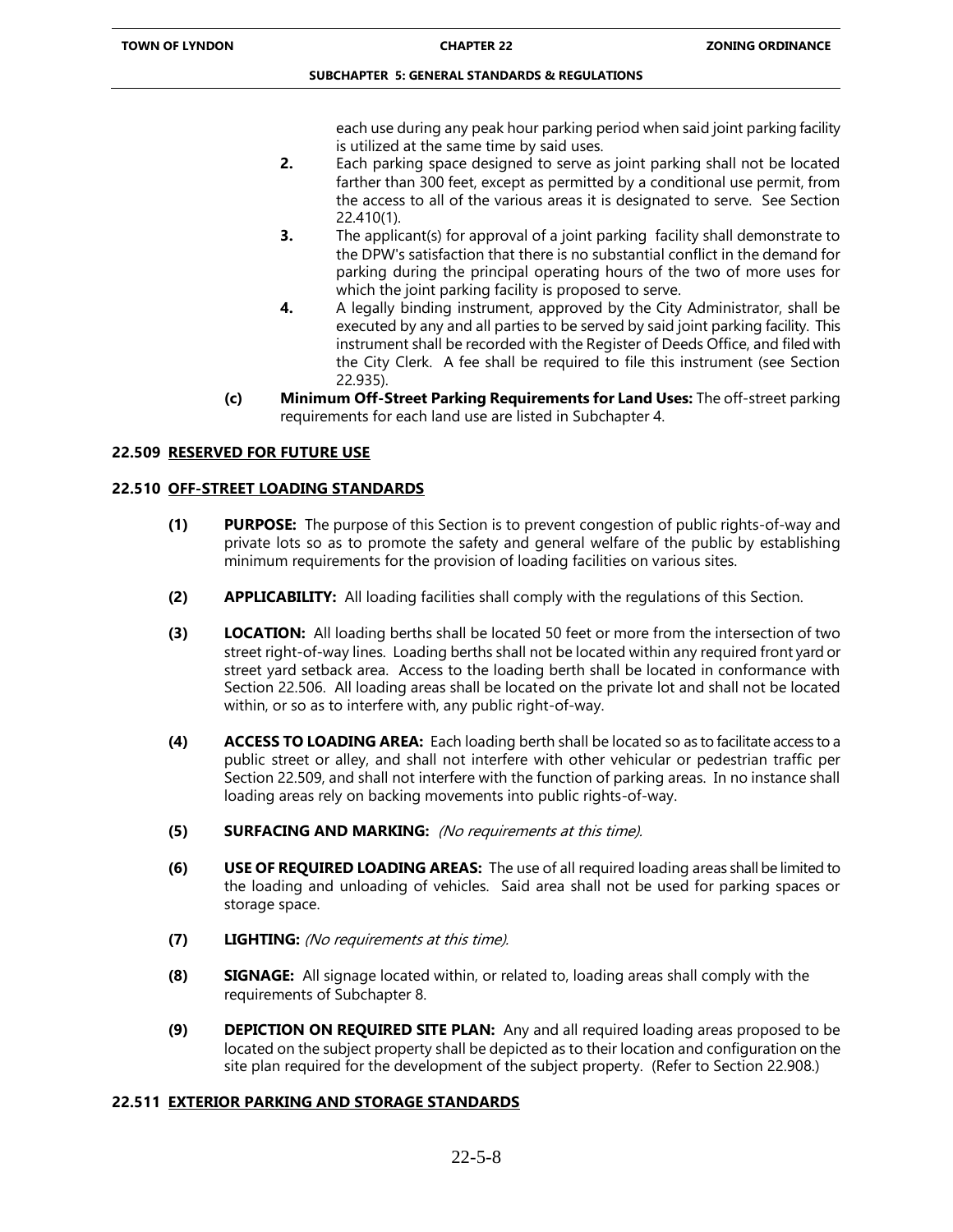each use during any peak hour parking period when said joint parking facility is utilized at the same time by said uses.

**2.** Each parking space designed to serve as joint parking shall not be located farther than 300 feet, except as permitted by a conditional use permit, from the access to all of the various areas it is designated to serve. See Section 22.410(1).

**3.** The applicant(s) for approval of a joint parking facility shall demonstrate to the DPW's satisfaction that there is no substantial conflict in the demand for parking during the principal operating hours of the two of more uses for which the joint parking facility is proposed to serve.

**4.** A legally binding instrument, approved by the City Administrator, shall be executed by any and all parties to be served by said joint parking facility. This instrument shall be recorded with the Register of Deeds Office, and filed with the City Clerk. A fee shall be required to file this instrument (see Section 22.935).

**(c) Minimum Off-Street Parking Requirements for Land Uses:** The off-street parking requirements for each land use are listed in Subchapter 4.

## 22.509 RESERVED FOR FUTURE USE

## 22.510 OFF-STREET LOADING STANDARDS

**(1) PURPOSE:** The purpose of this Section is to prevent congestion of public rights-of-way and private lots so as to promote the safety and general welfare of the public by establishing minimum requirements for the provision of loading facilities on various sites.

**(2) APPLICABILITY:** All loading facilities shall comply with the regulations of this Section.

**(3) LOCATION:** All loading berths shall be located 50 feet or more from the intersection of two street right-of-way lines. Loading berths shall not be located within any required front yard or street yard setback area. Access to the loading berth shall be located in conformance with Section 22.506. All loading areas shall be located on the private lot and shall not be located within, or so as to interfere with, any public right-of-way.

**(4) ACCESS TO LOADING AREA:** Each loading berth shall be located so as to facilitate access to a public street or alley, and shall not interfere with other vehicular or pedestrian traffic per Section 22.509, and shall not interfere with the function of parking areas. In no instance shall loading areas rely on backing movements into public rights-of-way.

**(5) SURFACING AND MARKING:** *(No requirements at this time).*

**(6) USE OF REQUIRED LOADING AREAS:** The use of all required loading areas shall be limited to the loading and unloading of vehicles. Said area shall not be used for parking spaces or storage space.

**(7) LIGHTING:** *(No requirements at this time).*

**(8) SIGNAGE:** All signage located within, or related to, loading areas shall comply with the requirements of Subchapter 8.

**(9) DEPICTION ON REQUIRED SITE PLAN:** Any and all required loading areas proposed to be located on the subject property shall be depicted as to their location and configuration on the site plan required for the development of the subject property. (Refer to Section 22.908.)

## 22.511 EXTERIOR PARKING AND STORAGE STANDARDS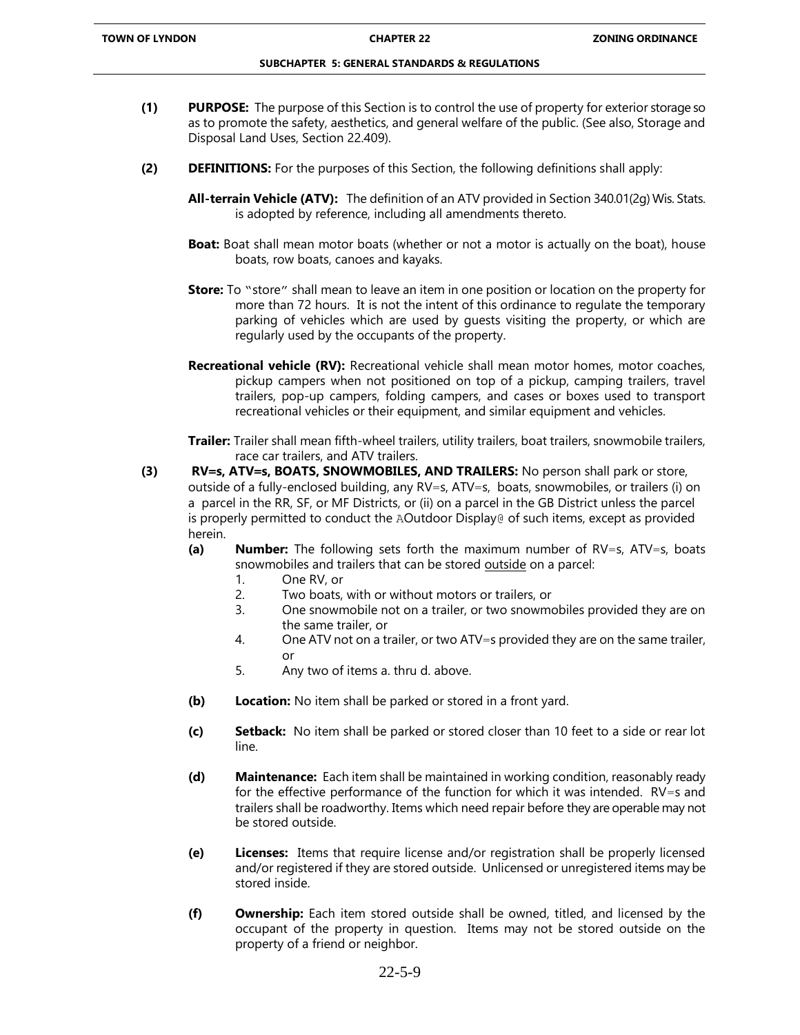**(1) PURPOSE:** The purpose of this Section is to control the use of property for exterior storage so as to promote the safety, aesthetics, and general welfare of the public. (See also, Storage and Disposal Land Uses, Section 22.409).

**(2) DEFINITIONS:** For the purposes of this Section, the following definitions shall apply:

**All-terrain Vehicle (ATV):** The definition of an ATV provided in Section 340.01(2g) Wis. Stats. is adopted by reference, including all amendments thereto.

**Boat:** Boat shall mean motor boats (whether or not a motor is actually on the boat), house boats, row boats, canoes and kayaks.

**Store:** To "store" shall mean to leave an item in one position or location on the property for more than 72 hours. It is not the intent of this ordinance to regulate the temporary parking of vehicles which are used by guests visiting the property, or which are regularly used by the occupants of the property.

**Recreational vehicle (RV):** Recreational vehicle shall mean motor homes, motor coaches, pickup campers when not positioned on top of a pickup, camping trailers, travel trailers, pop-up campers, folding campers, and cases or boxes used to transport recreational vehicles or their equipment, and similar equipment and vehicles.

**Trailer:** Trailer shall mean fifth-wheel trailers, utility trailers, boat trailers, snowmobile trailers, race car trailers, and ATV trailers.

**(3) RV=s, ATV=s, BOATS, SNOWMOBILES, AND TRAILERS:** No person shall park or store, outside of a fully-enclosed building, any RV=s, ATV=s, boats, snowmobiles, or trailers (i) on a parcel in the RR, SF, or MF Districts, or (ii) on a parcel in the GB District unless the parcel is properly permitted to conduct the AOutdoor Display@ of such items, except as provided herein.

**(a) Number:** The following sets forth the maximum number of RV=s, ATV=s, boats snowmobiles and trailers that can be stored <u>outside</u> on a parcel:

1. One RV, or
2. Two boats, with or without motors or trailers, or
3. One snowmobile not on a trailer, or two snowmobiles provided they are on the same trailer, or
4. One ATV not on a trailer, or two ATV=s provided they are on the same trailer, or
5. Any two of items a. thru d. above.

**(b) Location:** No item shall be parked or stored in a front yard.

**(c) Setback:** No item shall be parked or stored closer than 10 feet to a side or rear lot line.

**(d) Maintenance:** Each item shall be maintained in working condition, reasonably ready for the effective performance of the function for which it was intended. RV=s and trailers shall be roadworthy. Items which need repair before they are operable may not be stored outside.

**(e) Licenses:** Items that require license and/or registration shall be properly licensed and/or registered if they are stored outside. Unlicensed or unregistered items may be stored inside.

**(f) Ownership:** Each item stored outside shall be owned, titled, and licensed by the occupant of the property in question. Items may not be stored outside on the property of a friend or neighbor.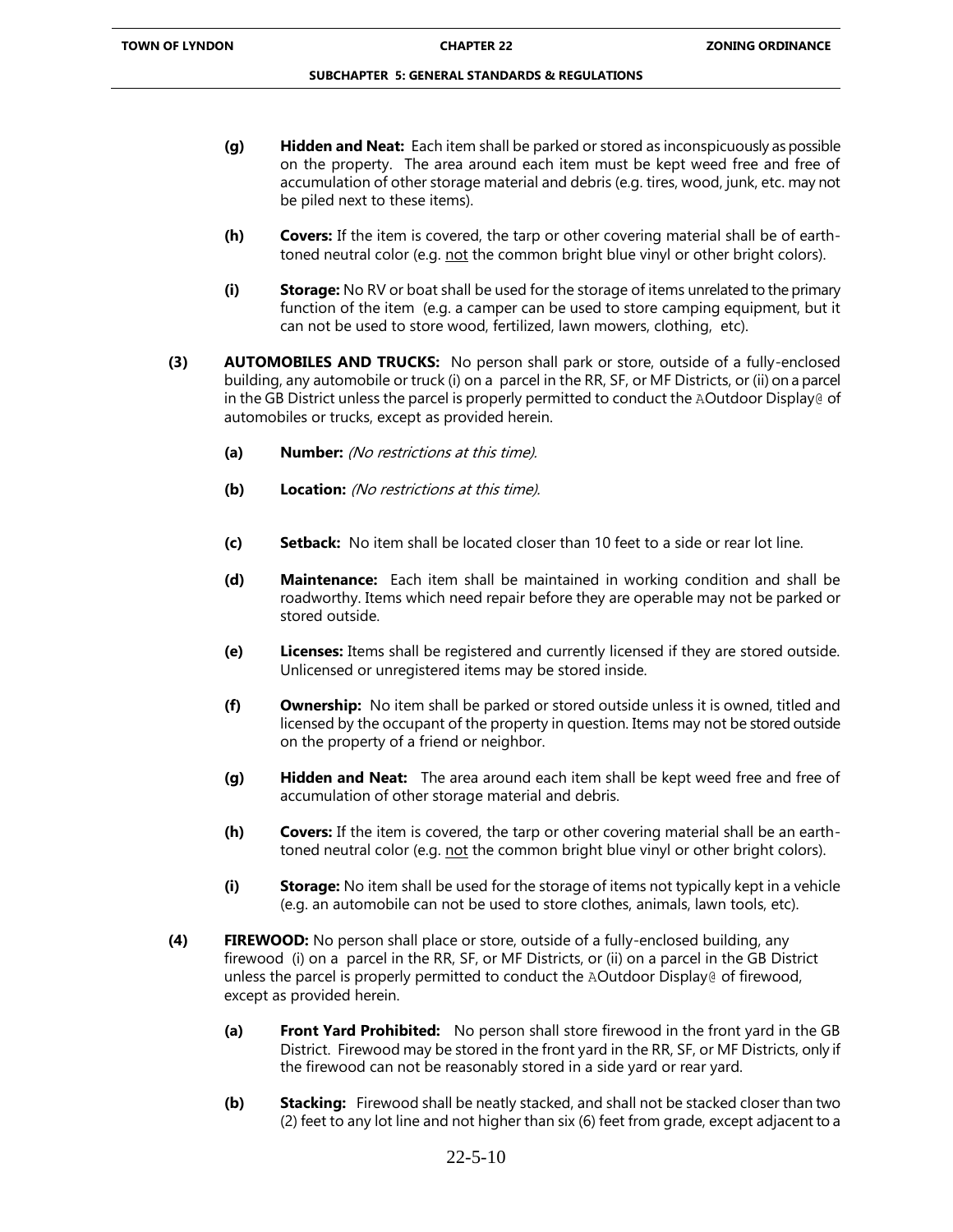**(g)** **Hidden and Neat:** Each item shall be parked or stored as inconspicuously as possible on the property. The area around each item must be kept weed free and free of accumulation of other storage material and debris (e.g. tires, wood, junk, etc. may not be piled next to these items).

**(h)** **Covers:** If the item is covered, the tarp or other covering material shall be of earth-toned neutral color (e.g. not the common bright blue vinyl or other bright colors).

**(i)** **Storage:** No RV or boat shall be used for the storage of items unrelated to the primary function of the item (e.g. a camper can be used to store camping equipment, but it can not be used to store wood, fertilized, lawn mowers, clothing, etc).

**(3)** **AUTOMOBILES AND TRUCKS:** No person shall park or store, outside of a fully-enclosed building, any automobile or truck (i) on a parcel in the RR, SF, or MF Districts, or (ii) on a parcel in the GB District unless the parcel is properly permitted to conduct the AOutdoor Display@ of automobiles or trucks, except as provided herein.

**(a)** **Number:** *(No restrictions at this time).*

**(b)** **Location:** *(No restrictions at this time).*

**(c)** **Setback:** No item shall be located closer than 10 feet to a side or rear lot line.

**(d)** **Maintenance:** Each item shall be maintained in working condition and shall be roadworthy. Items which need repair before they are operable may not be parked or stored outside.

**(e)** **Licenses:** Items shall be registered and currently licensed if they are stored outside. Unlicensed or unregistered items may be stored inside.

**(f)** **Ownership:** No item shall be parked or stored outside unless it is owned, titled and licensed by the occupant of the property in question. Items may not be stored outside on the property of a friend or neighbor.

**(g)** **Hidden and Neat:** The area around each item shall be kept weed free and free of accumulation of other storage material and debris.

**(h)** **Covers:** If the item is covered, the tarp or other covering material shall be an earth-toned neutral color (e.g. not the common bright blue vinyl or other bright colors).

**(i)** **Storage:** No item shall be used for the storage of items not typically kept in a vehicle (e.g. an automobile can not be used to store clothes, animals, lawn tools, etc).

**(4)** **FIREWOOD:** No person shall place or store, outside of a fully-enclosed building, any firewood (i) on a parcel in the RR, SF, or MF Districts, or (ii) on a parcel in the GB District unless the parcel is properly permitted to conduct the AOutdoor Display@ of firewood, except as provided herein.

**(a)** **Front Yard Prohibited:** No person shall store firewood in the front yard in the GB District. Firewood may be stored in the front yard in the RR, SF, or MF Districts, only if the firewood can not be reasonably stored in a side yard or rear yard.

**(b)** **Stacking:** Firewood shall be neatly stacked, and shall not be stacked closer than two (2) feet to any lot line and not higher than six (6) feet from grade, except adjacent to a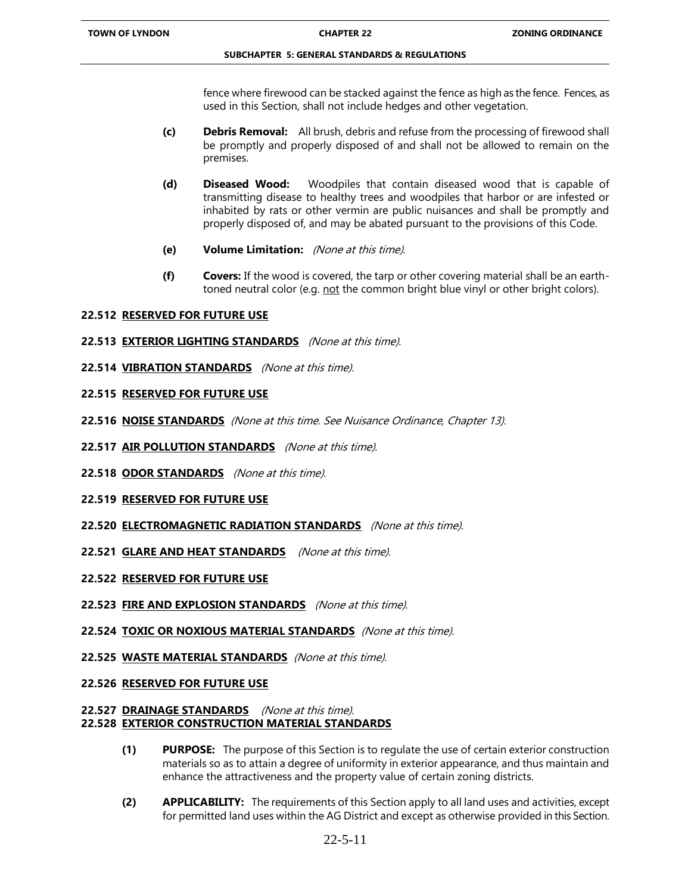fence where firewood can be stacked against the fence as high as the fence. Fences, as used in this Section, shall not include hedges and other vegetation.

**(c)** **Debris Removal:** All brush, debris and refuse from the processing of firewood shall be promptly and properly disposed of and shall not be allowed to remain on the premises.

**(d)** **Diseased Wood:** Woodpiles that contain diseased wood that is capable of transmitting disease to healthy trees and woodpiles that harbor or are infested or inhabited by rats or other vermin are public nuisances and shall be promptly and properly disposed of, and may be abated pursuant to the provisions of this Code.

**(e)** **Volume Limitation:** *(None at this time).*

**(f)** **Covers:** If the wood is covered, the tarp or other covering material shall be an earth-toned neutral color (e.g. not the common bright blue vinyl or other bright colors).

**22.512 RESERVED FOR FUTURE USE**

**22.513 EXTERIOR LIGHTING STANDARDS** *(None at this time).*

**22.514 VIBRATION STANDARDS** *(None at this time).*

**22.515 RESERVED FOR FUTURE USE**

**22.516 NOISE STANDARDS** *(None at this time. See Nuisance Ordinance, Chapter 13).*

**22.517 AIR POLLUTION STANDARDS** *(None at this time).*

**22.518 ODOR STANDARDS** *(None at this time).*

**22.519 RESERVED FOR FUTURE USE**

**22.520 ELECTROMAGNETIC RADIATION STANDARDS** *(None at this time).*

**22.521 GLARE AND HEAT STANDARDS** *(None at this time).*

**22.522 RESERVED FOR FUTURE USE**

**22.523 FIRE AND EXPLOSION STANDARDS** *(None at this time).*

**22.524 TOXIC OR NOXIOUS MATERIAL STANDARDS** *(None at this time).*

**22.525 WASTE MATERIAL STANDARDS** *(None at this time).*

**22.526 RESERVED FOR FUTURE USE**

**22.527 DRAINAGE STANDARDS** *(None at this time).*

**22.528 EXTERIOR CONSTRUCTION MATERIAL STANDARDS**

**(1)** **PURPOSE:** The purpose of this Section is to regulate the use of certain exterior construction materials so as to attain a degree of uniformity in exterior appearance, and thus maintain and enhance the attractiveness and the property value of certain zoning districts.

**(2)** **APPLICABILITY:** The requirements of this Section apply to all land uses and activities, except for permitted land uses within the AG District and except as otherwise provided in this Section.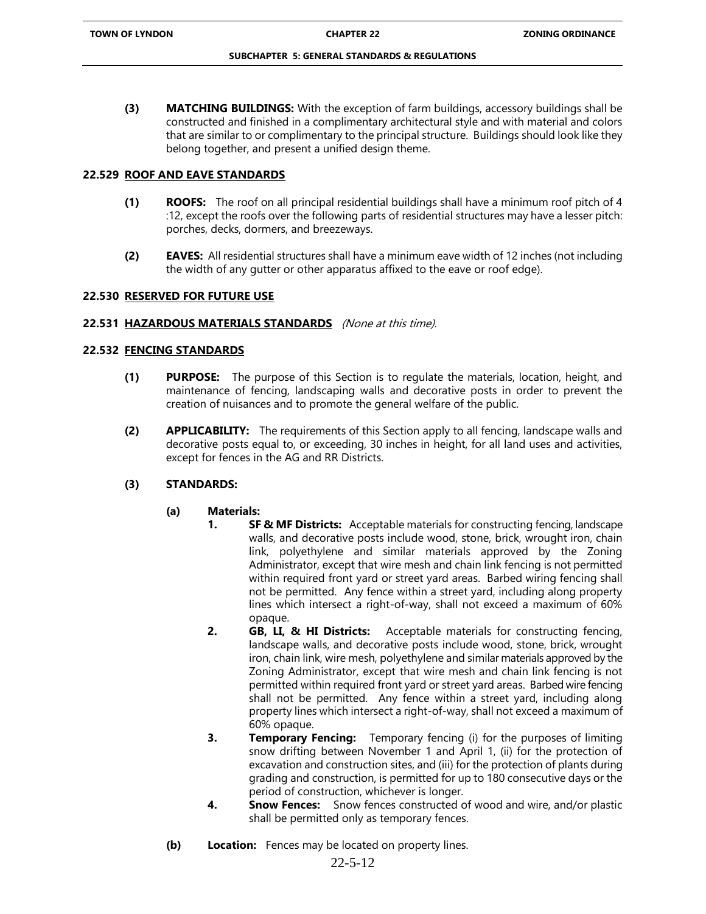**(3) MATCHING BUILDINGS:** With the exception of farm buildings, accessory buildings shall be constructed and finished in a complimentary architectural style and with material and colors that are similar to or complimentary to the principal structure. Buildings should look like they belong together, and present a unified design theme.

## 22.529 ROOF AND EAVE STANDARDS

**(1) ROOFS:** The roof on all principal residential buildings shall have a minimum roof pitch of 4 :12, except the roofs over the following parts of residential structures may have a lesser pitch: porches, decks, dormers, and breezeways.

**(2) EAVES:** All residential structures shall have a minimum eave width of 12 inches (not including the width of any gutter or other apparatus affixed to the eave or roof edge).

## 22.530 RESERVED FOR FUTURE USE

## 22.531 HAZARDOUS MATERIALS STANDARDS *(None at this time).*

## 22.532 FENCING STANDARDS

**(1) PURPOSE:** The purpose of this Section is to regulate the materials, location, height, and maintenance of fencing, landscaping walls and decorative posts in order to prevent the creation of nuisances and to promote the general welfare of the public.

**(2) APPLICABILITY:** The requirements of this Section apply to all fencing, landscape walls and decorative posts equal to, or exceeding, 30 inches in height, for all land uses and activities, except for fences in the AG and RR Districts.

**(3) STANDARDS:**

**(a) Materials:**

1. **SF & MF Districts:** Acceptable materials for constructing fencing, landscape walls, and decorative posts include wood, stone, brick, wrought iron, chain link, polyethylene and similar materials approved by the Zoning Administrator, except that wire mesh and chain link fencing is not permitted within required front yard or street yard areas. Barbed wiring fencing shall not be permitted. Any fence within a street yard, including along property lines which intersect a right-of-way, shall not exceed a maximum of 60% opaque.
2. **GB, LI, & HI Districts:** Acceptable materials for constructing fencing, landscape walls, and decorative posts include wood, stone, brick, wrought iron, chain link, wire mesh, polyethylene and similar materials approved by the Zoning Administrator, except that wire mesh and chain link fencing is not permitted within required front yard or street yard areas. Barbed wire fencing shall not be permitted. Any fence within a street yard, including along property lines which intersect a right-of-way, shall not exceed a maximum of 60% opaque.
3. **Temporary Fencing:** Temporary fencing (i) for the purposes of limiting snow drifting between November 1 and April 1, (ii) for the protection of excavation and construction sites, and (iii) for the protection of plants during grading and construction, is permitted for up to 180 consecutive days or the period of construction, whichever is longer.
4. **Snow Fences:** Snow fences constructed of wood and wire, and/or plastic shall be permitted only as temporary fences.

**(b) Location:** Fences may be located on property lines.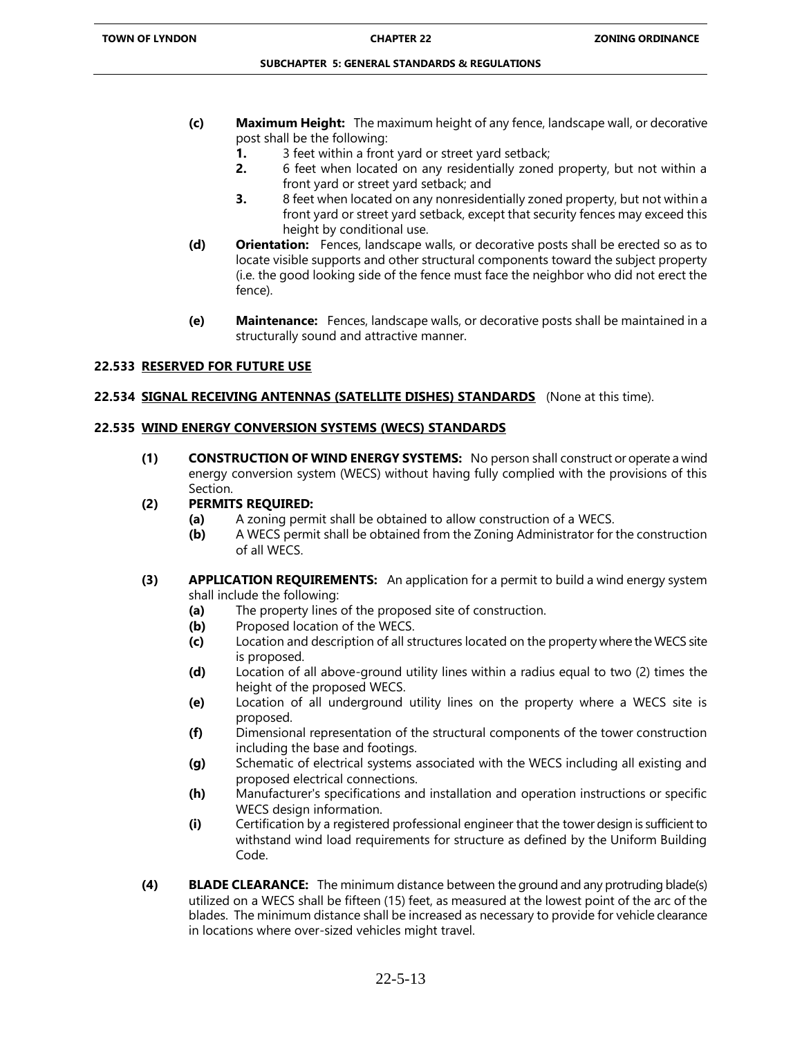**(c)** **Maximum Height:** The maximum height of any fence, landscape wall, or decorative post shall be the following:

**1.** 3 feet within a front yard or street yard setback;

**2.** 6 feet when located on any residentially zoned property, but not within a front yard or street yard setback; and

**3.** 8 feet when located on any nonresidentially zoned property, but not within a front yard or street yard setback, except that security fences may exceed this height by conditional use.

**(d)** **Orientation:** Fences, landscape walls, or decorative posts shall be erected so as to locate visible supports and other structural components toward the subject property (i.e. the good looking side of the fence must face the neighbor who did not erect the fence).

**(e)** **Maintenance:** Fences, landscape walls, or decorative posts shall be maintained in a structurally sound and attractive manner.

### 22.533 RESERVED FOR FUTURE USE

### 22.534 SIGNAL RECEIVING ANTENNAS (SATELLITE DISHES) STANDARDS (None at this time).

### 22.535 WIND ENERGY CONVERSION SYSTEMS (WECS) STANDARDS

**(1)** **CONSTRUCTION OF WIND ENERGY SYSTEMS:** No person shall construct or operate a wind energy conversion system (WECS) without having fully complied with the provisions of this Section.

**(2)** **PERMITS REQUIRED:**

**(a)** A zoning permit shall be obtained to allow construction of a WECS.

**(b)** A WECS permit shall be obtained from the Zoning Administrator for the construction of all WECS.

**(3)** **APPLICATION REQUIREMENTS:** An application for a permit to build a wind energy system shall include the following:

**(a)** The property lines of the proposed site of construction.

**(b)** Proposed location of the WECS.

**(c)** Location and description of all structures located on the property where the WECS site is proposed.

**(d)** Location of all above-ground utility lines within a radius equal to two (2) times the height of the proposed WECS.

**(e)** Location of all underground utility lines on the property where a WECS site is proposed.

**(f)** Dimensional representation of the structural components of the tower construction including the base and footings.

**(g)** Schematic of electrical systems associated with the WECS including all existing and proposed electrical connections.

**(h)** Manufacturer's specifications and installation and operation instructions or specific WECS design information.

**(i)** Certification by a registered professional engineer that the tower design is sufficient to withstand wind load requirements for structure as defined by the Uniform Building Code.

**(4)** **BLADE CLEARANCE:** The minimum distance between the ground and any protruding blade(s) utilized on a WECS shall be fifteen (15) feet, as measured at the lowest point of the arc of the blades. The minimum distance shall be increased as necessary to provide for vehicle clearance in locations where over-sized vehicles might travel.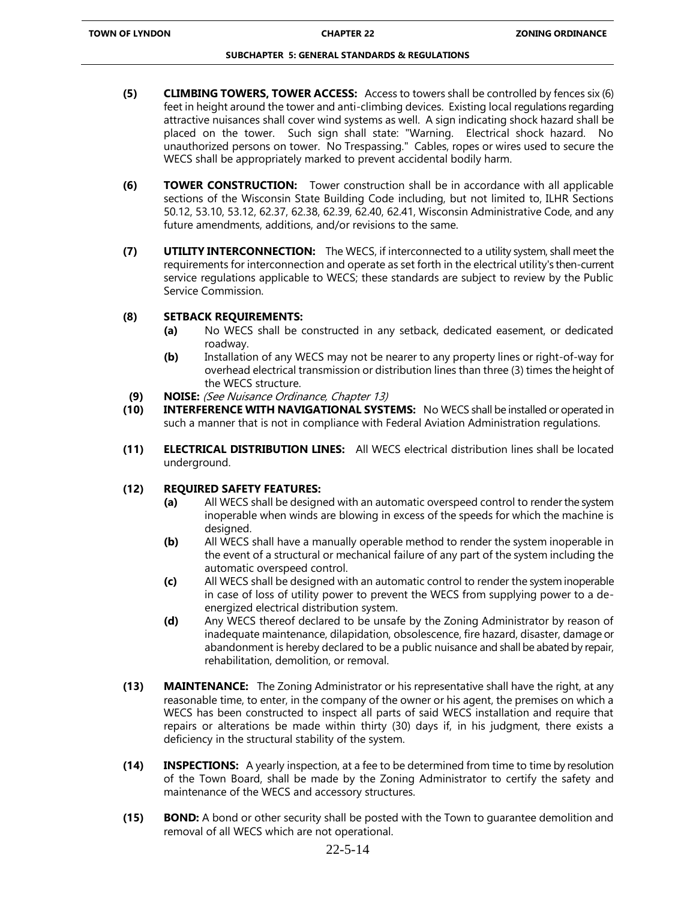**(5) CLIMBING TOWERS, TOWER ACCESS:** Access to towers shall be controlled by fences six (6) feet in height around the tower and anti-climbing devices. Existing local regulations regarding attractive nuisances shall cover wind systems as well. A sign indicating shock hazard shall be placed on the tower. Such sign shall state: "Warning. Electrical shock hazard. No unauthorized persons on tower. No Trespassing." Cables, ropes or wires used to secure the WECS shall be appropriately marked to prevent accidental bodily harm.

**(6) TOWER CONSTRUCTION:** Tower construction shall be in accordance with all applicable sections of the Wisconsin State Building Code including, but not limited to, ILHR Sections 50.12, 53.10, 53.12, 62.37, 62.38, 62.39, 62.40, 62.41, Wisconsin Administrative Code, and any future amendments, additions, and/or revisions to the same.

**(7) UTILITY INTERCONNECTION:** The WECS, if interconnected to a utility system, shall meet the requirements for interconnection and operate as set forth in the electrical utility's then-current service regulations applicable to WECS; these standards are subject to review by the Public Service Commission.

**(8) SETBACK REQUIREMENTS:**

- **(a)** No WECS shall be constructed in any setback, dedicated easement, or dedicated roadway.
- **(b)** Installation of any WECS may not be nearer to any property lines or right-of-way for overhead electrical transmission or distribution lines than three (3) times the height of the WECS structure.

**(9) NOISE:** *(See Nuisance Ordinance, Chapter 13)*

**(10) INTERFERENCE WITH NAVIGATIONAL SYSTEMS:** No WECS shall be installed or operated in such a manner that is not in compliance with Federal Aviation Administration regulations.

**(11) ELECTRICAL DISTRIBUTION LINES:** All WECS electrical distribution lines shall be located underground.

**(12) REQUIRED SAFETY FEATURES:**

- **(a)** All WECS shall be designed with an automatic overspeed control to render the system inoperable when winds are blowing in excess of the speeds for which the machine is designed.
- **(b)** All WECS shall have a manually operable method to render the system inoperable in the event of a structural or mechanical failure of any part of the system including the automatic overspeed control.
- **(c)** All WECS shall be designed with an automatic control to render the system inoperable in case of loss of utility power to prevent the WECS from supplying power to a de-energized electrical distribution system.
- **(d)** Any WECS thereof declared to be unsafe by the Zoning Administrator by reason of inadequate maintenance, dilapidation, obsolescence, fire hazard, disaster, damage or abandonment is hereby declared to be a public nuisance and shall be abated by repair, rehabilitation, demolition, or removal.

**(13) MAINTENANCE:** The Zoning Administrator or his representative shall have the right, at any reasonable time, to enter, in the company of the owner or his agent, the premises on which a WECS has been constructed to inspect all parts of said WECS installation and require that repairs or alterations be made within thirty (30) days if, in his judgment, there exists a deficiency in the structural stability of the system.

**(14) INSPECTIONS:** A yearly inspection, at a fee to be determined from time to time by resolution of the Town Board, shall be made by the Zoning Administrator to certify the safety and maintenance of the WECS and accessory structures.

**(15) BOND:** A bond or other security shall be posted with the Town to guarantee demolition and removal of all WECS which are not operational.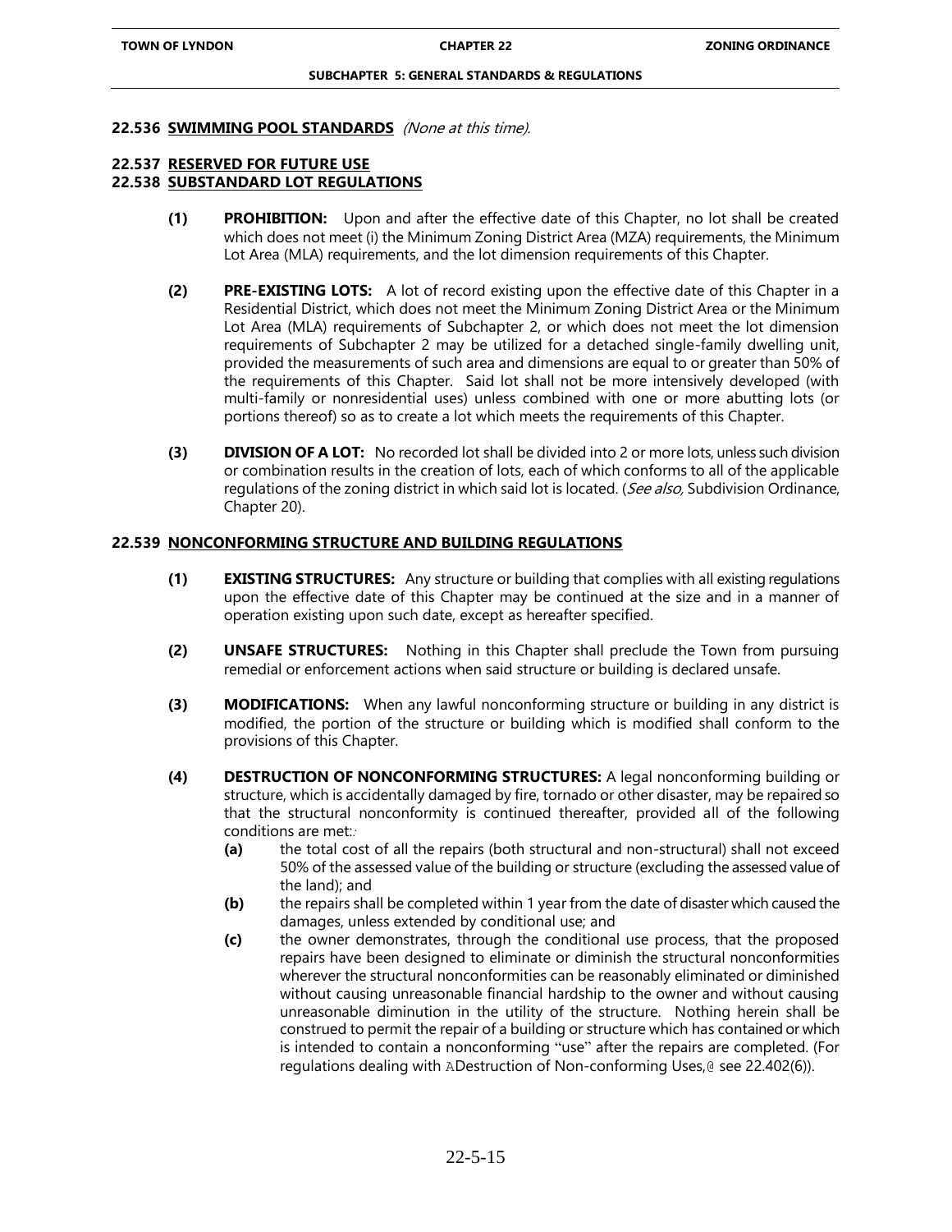**22.536 SWIMMING POOL STANDARDS** *(None at this time).*

**22.537 RESERVED FOR FUTURE USE**

**22.538 SUBSTANDARD LOT REGULATIONS**

**(1) PROHIBITION:** Upon and after the effective date of this Chapter, no lot shall be created which does not meet (i) the Minimum Zoning District Area (MZA) requirements, the Minimum Lot Area (MLA) requirements, and the lot dimension requirements of this Chapter.

**(2) PRE-EXISTING LOTS:** A lot of record existing upon the effective date of this Chapter in a Residential District, which does not meet the Minimum Zoning District Area or the Minimum Lot Area (MLA) requirements of Subchapter 2, or which does not meet the lot dimension requirements of Subchapter 2 may be utilized for a detached single-family dwelling unit, provided the measurements of such area and dimensions are equal to or greater than 50% of the requirements of this Chapter. Said lot shall not be more intensively developed (with multi-family or nonresidential uses) unless combined with one or more abutting lots (or portions thereof) so as to create a lot which meets the requirements of this Chapter.

**(3) DIVISION OF A LOT:** No recorded lot shall be divided into 2 or more lots, unless such division or combination results in the creation of lots, each of which conforms to all of the applicable regulations of the zoning district in which said lot is located. (*See also,* Subdivision Ordinance, Chapter 20).

**22.539 NONCONFORMING STRUCTURE AND BUILDING REGULATIONS**

**(1) EXISTING STRUCTURES:** Any structure or building that complies with all existing regulations upon the effective date of this Chapter may be continued at the size and in a manner of operation existing upon such date, except as hereafter specified.

**(2) UNSAFE STRUCTURES:** Nothing in this Chapter shall preclude the Town from pursuing remedial or enforcement actions when said structure or building is declared unsafe.

**(3) MODIFICATIONS:** When any lawful nonconforming structure or building in any district is modified, the portion of the structure or building which is modified shall conform to the provisions of this Chapter.

**(4) DESTRUCTION OF NONCONFORMING STRUCTURES:** A legal nonconforming building or structure, which is accidentally damaged by fire, tornado or other disaster, may be repaired so that the structural nonconformity is continued thereafter, provided all of the following conditions are met::

- **(a)** the total cost of all the repairs (both structural and non-structural) shall not exceed 50% of the assessed value of the building or structure (excluding the assessed value of the land); and
- **(b)** the repairs shall be completed within 1 year from the date of disaster which caused the damages, unless extended by conditional use; and
- **(c)** the owner demonstrates, through the conditional use process, that the proposed repairs have been designed to eliminate or diminish the structural nonconformities wherever the structural nonconformities can be reasonably eliminated or diminished without causing unreasonable financial hardship to the owner and without causing unreasonable diminution in the utility of the structure. Nothing herein shall be construed to permit the repair of a building or structure which has contained or which is intended to contain a nonconforming "use" after the repairs are completed. (For regulations dealing with ADestruction of Non-conforming Uses,@ see 22.402(6)).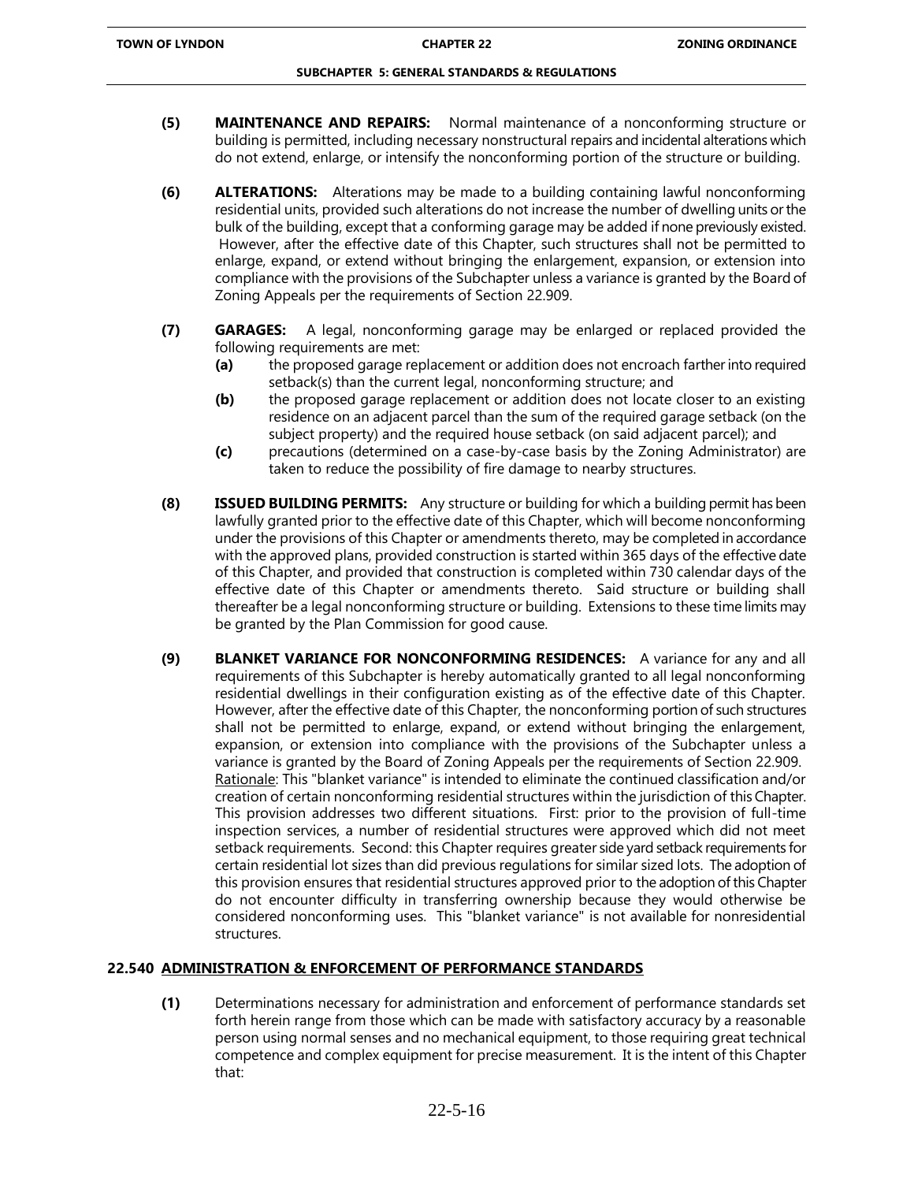**(5) MAINTENANCE AND REPAIRS:** Normal maintenance of a nonconforming structure or building is permitted, including necessary nonstructural repairs and incidental alterations which do not extend, enlarge, or intensify the nonconforming portion of the structure or building.

**(6) ALTERATIONS:** Alterations may be made to a building containing lawful nonconforming residential units, provided such alterations do not increase the number of dwelling units or the bulk of the building, except that a conforming garage may be added if none previously existed. However, after the effective date of this Chapter, such structures shall not be permitted to enlarge, expand, or extend without bringing the enlargement, expansion, or extension into compliance with the provisions of the Subchapter unless a variance is granted by the Board of Zoning Appeals per the requirements of Section 22.909.

**(7) GARAGES:** A legal, nonconforming garage may be enlarged or replaced provided the following requirements are met:

- **(a)** the proposed garage replacement or addition does not encroach farther into required setback(s) than the current legal, nonconforming structure; and
- **(b)** the proposed garage replacement or addition does not locate closer to an existing residence on an adjacent parcel than the sum of the required garage setback (on the subject property) and the required house setback (on said adjacent parcel); and
- **(c)** precautions (determined on a case-by-case basis by the Zoning Administrator) are taken to reduce the possibility of fire damage to nearby structures.

**(8) ISSUED BUILDING PERMITS:** Any structure or building for which a building permit has been lawfully granted prior to the effective date of this Chapter, which will become nonconforming under the provisions of this Chapter or amendments thereto, may be completed in accordance with the approved plans, provided construction is started within 365 days of the effective date of this Chapter, and provided that construction is completed within 730 calendar days of the effective date of this Chapter or amendments thereto. Said structure or building shall thereafter be a legal nonconforming structure or building. Extensions to these time limits may be granted by the Plan Commission for good cause.

**(9) BLANKET VARIANCE FOR NONCONFORMING RESIDENCES:** A variance for any and all requirements of this Subchapter is hereby automatically granted to all legal nonconforming residential dwellings in their configuration existing as of the effective date of this Chapter. However, after the effective date of this Chapter, the nonconforming portion of such structures shall not be permitted to enlarge, expand, or extend without bringing the enlargement, expansion, or extension into compliance with the provisions of the Subchapter unless a variance is granted by the Board of Zoning Appeals per the requirements of Section 22.909. Rationale: This "blanket variance" is intended to eliminate the continued classification and/or creation of certain nonconforming residential structures within the jurisdiction of this Chapter. This provision addresses two different situations. First: prior to the provision of full-time inspection services, a number of residential structures were approved which did not meet setback requirements. Second: this Chapter requires greater side yard setback requirements for certain residential lot sizes than did previous regulations for similar sized lots. The adoption of this provision ensures that residential structures approved prior to the adoption of this Chapter do not encounter difficulty in transferring ownership because they would otherwise be considered nonconforming uses. This "blanket variance" is not available for nonresidential structures.

## 22.540 ADMINISTRATION & ENFORCEMENT OF PERFORMANCE STANDARDS

**(1)** Determinations necessary for administration and enforcement of performance standards set forth herein range from those which can be made with satisfactory accuracy by a reasonable person using normal senses and no mechanical equipment, to those requiring great technical competence and complex equipment for precise measurement. It is the intent of this Chapter that: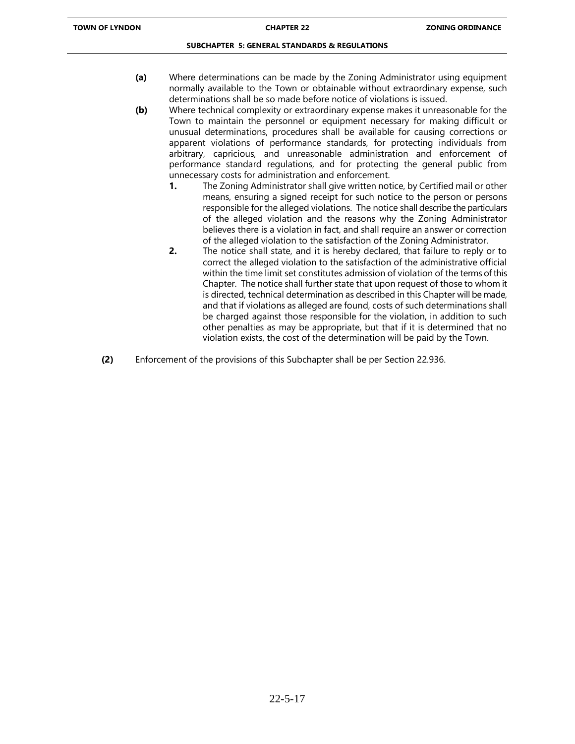**(a)** Where determinations can be made by the Zoning Administrator using equipment normally available to the Town or obtainable without extraordinary expense, such determinations shall be so made before notice of violations is issued.

**(b)** Where technical complexity or extraordinary expense makes it unreasonable for the Town to maintain the personnel or equipment necessary for making difficult or unusual determinations, procedures shall be available for causing corrections or apparent violations of performance standards, for protecting individuals from arbitrary, capricious, and unreasonable administration and enforcement of performance standard regulations, and for protecting the general public from unnecessary costs for administration and enforcement.

**1.** The Zoning Administrator shall give written notice, by Certified mail or other means, ensuring a signed receipt for such notice to the person or persons responsible for the alleged violations. The notice shall describe the particulars of the alleged violation and the reasons why the Zoning Administrator believes there is a violation in fact, and shall require an answer or correction of the alleged violation to the satisfaction of the Zoning Administrator.

**2.** The notice shall state, and it is hereby declared, that failure to reply or to correct the alleged violation to the satisfaction of the administrative official within the time limit set constitutes admission of violation of the terms of this Chapter. The notice shall further state that upon request of those to whom it is directed, technical determination as described in this Chapter will be made, and that if violations as alleged are found, costs of such determinations shall be charged against those responsible for the violation, in addition to such other penalties as may be appropriate, but that if it is determined that no violation exists, the cost of the determination will be paid by the Town.

**(2)** Enforcement of the provisions of this Subchapter shall be per Section 22.936.